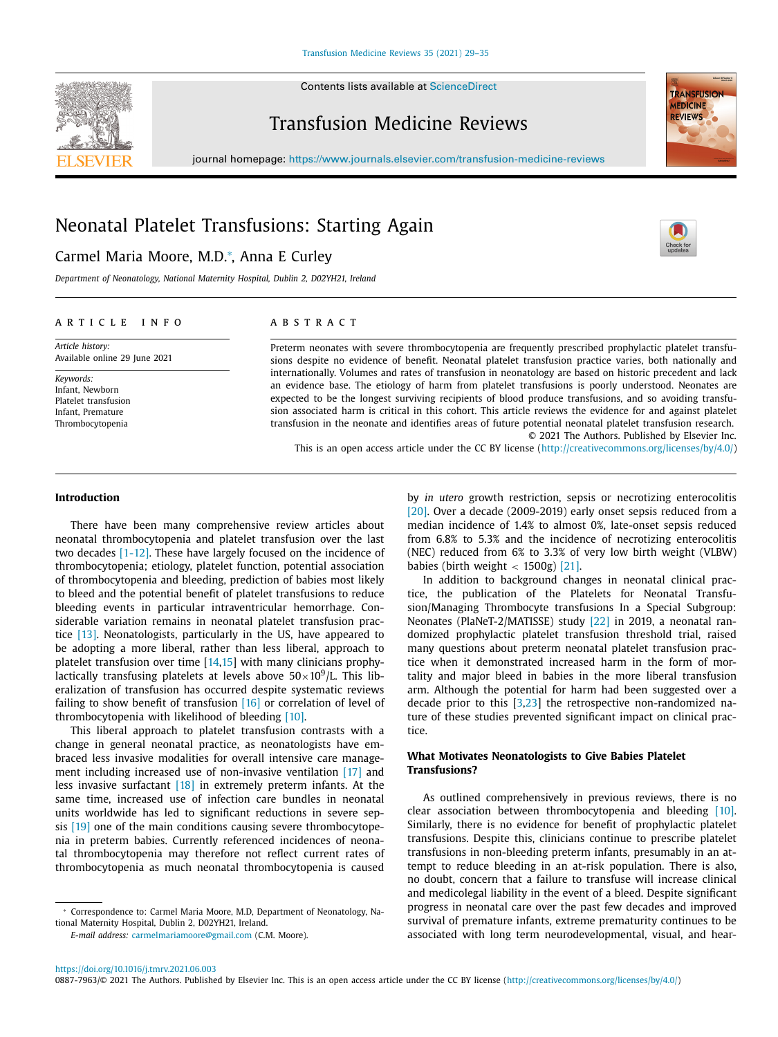# Neonatal Platelet Transfusions: Starting Again

Carmel Maria Moore, M.D.*, Anna E Curley

*Department of Neonatology, National Maternity Hospital, Dublin 2, D02YH21, Ireland*

## ARTICLE INFO

*Article history:*
Available online 29 June 2021

*Keywords:*
Infant, Newborn
Platelet transfusion
Infant, Premature
Thrombocytopenia

## ABSTRACT

Preterm neonates with severe thrombocytopenia are frequently prescribed prophylactic platelet transfusions despite no evidence of benefit. Neonatal platelet transfusion practice varies, both nationally and internationally. Volumes and rates of transfusion in neonatology are based on historic precedent and lack an evidence base. The etiology of harm from platelet transfusions is poorly understood. Neonates are expected to be the longest surviving recipients of blood produce transfusions, and so avoiding transfusion associated harm is critical in this cohort. This article reviews the evidence for and against platelet transfusion in the neonate and identifies areas of future potential neonatal platelet transfusion research.

© 2021 The Authors. Published by Elsevier Inc.
This is an open access article under the CC BY license (http://creativecommons.org/licenses/by/4.0/)

### Introduction

There have been many comprehensive review articles about neonatal thrombocytopenia and platelet transfusion over the last two decades [1-12]. These have largely focused on the incidence of thrombocytopenia; etiology, platelet function, potential association of thrombocytopenia and bleeding, prediction of babies most likely to bleed and the potential benefit of platelet transfusions to reduce bleeding events in particular intraventricular hemorrhage. Considerable variation remains in neonatal platelet transfusion practice [13]. Neonatologists, particularly in the US, have appeared to be adopting a more liberal, rather than less liberal, approach to platelet transfusion over time [14,15] with many clinicians prophylactically transfusing platelets at levels above $50\times10^9$/L. This liberalization of transfusion has occurred despite systematic reviews failing to show benefit of transfusion [16] or correlation of level of thrombocytopenia with likelihood of bleeding [10].

This liberal approach to platelet transfusion contrasts with a change in general neonatal practice, as neonatologists have embraced less invasive modalities for overall intensive care management including increased use of non-invasive ventilation [17] and less invasive surfactant [18] in extremely preterm infants. At the same time, increased use of infection care bundles in neonatal units worldwide has led to significant reductions in severe sepsis [19] one of the main conditions causing severe thrombocytopenia in preterm babies. Currently referenced incidences of neonatal thrombocytopenia may therefore not reflect current rates of thrombocytopenia as much neonatal thrombocytopenia is caused by *in utero* growth restriction, sepsis or necrotizing enterocolitis [20]. Over a decade (2009-2019) early onset sepsis reduced from a median incidence of 1.4% to almost 0%, late-onset sepsis reduced from 6.8% to 5.3% and the incidence of necrotizing enterocolitis (NEC) reduced from 6% to 3.3% of very low birth weight (VLBW) babies (birth weight < 1500g) [21].

In addition to background changes in neonatal clinical practice, the publication of the Platelets for Neonatal Transfusion/Managing Thrombocyte transfusions In a Special Subgroup: Neonates (PlaNeT-2/MATISSE) study [22] in 2019, a neonatal randomized prophylactic platelet transfusion threshold trial, raised many questions about preterm neonatal platelet transfusion practice when it demonstrated increased harm in the form of mortality and major bleed in babies in the more liberal transfusion arm. Although the potential for harm had been suggested over a decade prior to this [3,23] the retrospective non-randomized nature of these studies prevented significant impact on clinical practice.

### What Motivates Neonatologists to Give Babies Platelet Transfusions?

As outlined comprehensively in previous reviews, there is no clear association between thrombocytopenia and bleeding [10]. Similarly, there is no evidence for benefit of prophylactic platelet transfusions. Despite this, clinicians continue to prescribe platelet transfusions in non-bleeding preterm infants, presumably in an attempt to reduce bleeding in an at-risk population. There is also, no doubt, concern that a failure to transfuse will increase clinical and medicolegal liability in the event of a bleed. Despite significant progress in neonatal care over the past few decades and improved survival of premature infants, extreme prematurity continues to be associated with long term neurodevelopmental, visual, and hear-

* Correspondence to: Carmel Maria Moore, M.D, Department of Neonatology, National Maternity Hospital, Dublin 2, D02YH21, Ireland.
*E-mail address:* carmelmariamoore@gmail.com (C.M. Moore).

https://doi.org/10.1016/j.tmrv.2021.06.003
0887-7963/© 2021 The Authors. Published by Elsevier Inc. This is an open access article under the CC BY license (http://creativecommons.org/licenses/by/4.0/)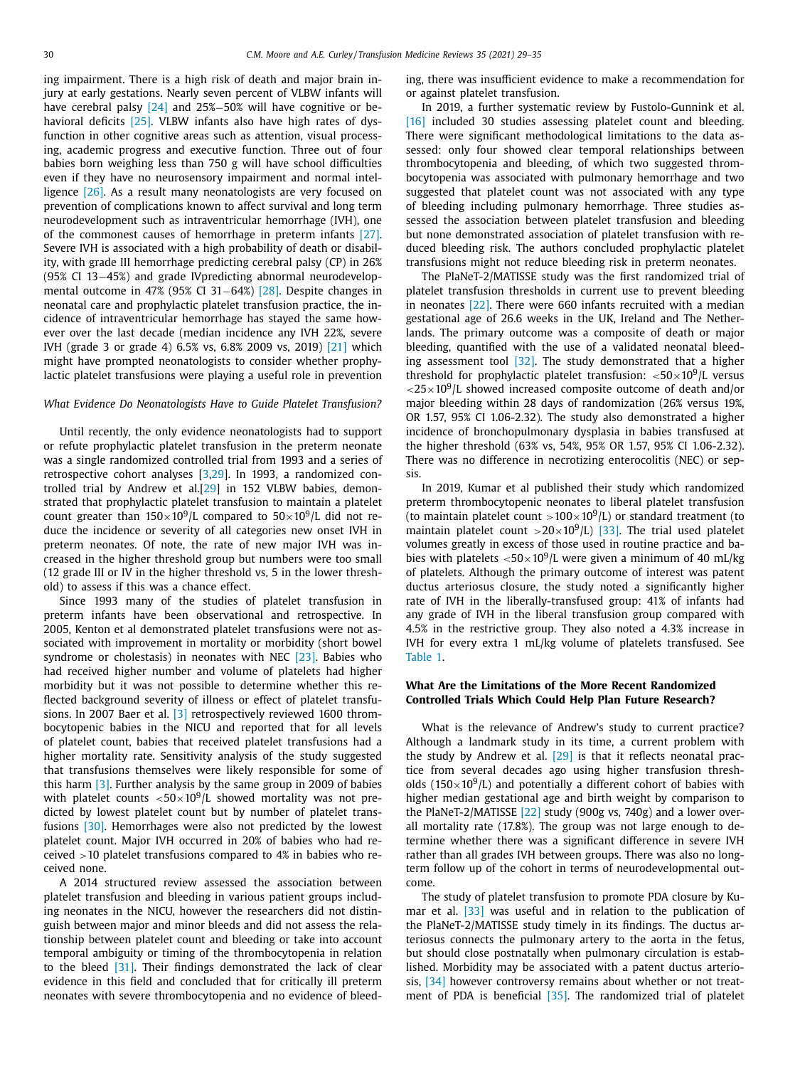ing impairment. There is a high risk of death and major brain injury at early gestations. Nearly seven percent of VLBW infants will have cerebral palsy [24] and 25%–50% will have cognitive or behavioral deficits [25]. VLBW infants also have high rates of dysfunction in other cognitive areas such as attention, visual processing, academic progress and executive function. Three out of four babies born weighing less than 750 g will have school difficulties even if they have no neurosensory impairment and normal intelligence [26]. As a result many neonatologists are very focused on prevention of complications known to affect survival and long term neurodevelopment such as intraventricular hemorrhage (IVH), one of the commonest causes of hemorrhage in preterm infants [27]. Severe IVH is associated with a high probability of death or disability, with grade III hemorrhage predicting cerebral palsy (CP) in 26% (95% CI 13–45%) and grade IVpredicting abnormal neurodevelopmental outcome in 47% (95% CI 31–64%) [28]. Despite changes in neonatal care and prophylactic platelet transfusion practice, the incidence of intraventricular hemorrhage has stayed the same however over the last decade (median incidence any IVH 22%, severe IVH (grade 3 or grade 4) 6.5% vs, 6.8% 2009 vs, 2019) [21] which might have prompted neonatologists to consider whether prophylactic platelet transfusions were playing a useful role in prevention

*What Evidence Do Neonatologists Have to Guide Platelet Transfusion?*

Until recently, the only evidence neonatologists had to support or refute prophylactic platelet transfusion in the preterm neonate was a single randomized controlled trial from 1993 and a series of retrospective cohort analyses [3,29]. In 1993, a randomized controlled trial by Andrew et al.[29] in 152 VLBW babies, demonstrated that prophylactic platelet transfusion to maintain a platelet count greater than $150 \times 10^9$/L compared to $50 \times 10^9$/L did not reduce the incidence or severity of all categories new onset IVH in preterm neonates. Of note, the rate of new major IVH was increased in the higher threshold group but numbers were too small (12 grade III or IV in the higher threshold vs, 5 in the lower threshold) to assess if this was a chance effect.

Since 1993 many of the studies of platelet transfusion in preterm infants have been observational and retrospective. In 2005, Kenton et al demonstrated platelet transfusions were not associated with improvement in mortality or morbidity (short bowel syndrome or cholestasis) in neonates with NEC [23]. Babies who had received higher number and volume of platelets had higher morbidity but it was not possible to determine whether this reflected background severity of illness or effect of platelet transfusions. In 2007 Baer et al. [3] retrospectively reviewed 1600 thrombocytopenic babies in the NICU and reported that for all levels of platelet count, babies that received platelet transfusions had a higher mortality rate. Sensitivity analysis of the study suggested that transfusions themselves were likely responsible for some of this harm [3]. Further analysis by the same group in 2009 of babies with platelet counts $<50 \times 10^9$/L showed mortality was not predicted by lowest platelet count but by number of platelet transfusions [30]. Hemorrhages were also not predicted by the lowest platelet count. Major IVH occurred in 20% of babies who had received >10 platelet transfusions compared to 4% in babies who received none.

A 2014 structured review assessed the association between platelet transfusion and bleeding in various patient groups including neonates in the NICU, however the researchers did not distinguish between major and minor bleeds and did not assess the relationship between platelet count and bleeding or take into account temporal ambiguity or timing of the thrombocytopenia in relation to the bleed [31]. Their findings demonstrated the lack of clear evidence in this field and concluded that for critically ill preterm neonates with severe thrombocytopenia and no evidence of bleeding, there was insufficient evidence to make a recommendation for or against platelet transfusion.

In 2019, a further systematic review by Fustolo-Gunnink et al. [16] included 30 studies assessing platelet count and bleeding. There were significant methodological limitations to the data assessed: only four showed clear temporal relationships between thrombocytopenia and bleeding, of which two suggested thrombocytopenia was associated with pulmonary hemorrhage and two suggested that platelet count was not associated with any type of bleeding including pulmonary hemorrhage. Three studies assessed the association between platelet transfusion and bleeding but none demonstrated association of platelet transfusion with reduced bleeding risk. The authors concluded prophylactic platelet transfusions might not reduce bleeding risk in preterm neonates.

The PlaNeT-2/MATISSE study was the first randomized trial of platelet transfusion thresholds in current use to prevent bleeding in neonates [22]. There were 660 infants recruited with a median gestational age of 26.6 weeks in the UK, Ireland and The Netherlands. The primary outcome was a composite of death or major bleeding, quantified with the use of a validated neonatal bleeding assessment tool [32]. The study demonstrated that a higher threshold for prophylactic platelet transfusion: $<50 \times 10^9$/L versus $<25 \times 10^9$/L showed increased composite outcome of death and/or major bleeding within 28 days of randomization (26% versus 19%, OR 1.57, 95% CI 1.06-2.32). The study also demonstrated a higher incidence of bronchopulmonary dysplasia in babies transfused at the higher threshold (63% vs, 54%, 95% OR 1.57, 95% CI 1.06-2.32). There was no difference in necrotizing enterocolitis (NEC) or sepsis.

In 2019, Kumar et al published their study which randomized preterm thrombocytopenic neonates to liberal platelet transfusion (to maintain platelet count $>100 \times 10^9$/L) or standard treatment (to maintain platelet count $>20 \times 10^9$/L) [33]. The trial used platelet volumes greatly in excess of those used in routine practice and babies with platelets $<50 \times 10^9$/L were given a minimum of 40 mL/kg of platelets. Although the primary outcome of interest was patent ductus arteriosus closure, the study noted a significantly higher rate of IVH in the liberally-transfused group: 41% of infants had any grade of IVH in the liberal transfusion group compared with 4.5% in the restrictive group. They also noted a 4.3% increase in IVH for every extra 1 mL/kg volume of platelets transfused. See Table 1.

**What Are the Limitations of the More Recent Randomized Controlled Trials Which Could Help Plan Future Research?**

What is the relevance of Andrew's study to current practice? Although a landmark study in its time, a current problem with the study by Andrew et al. [29] is that it reflects neonatal practice from several decades ago using higher transfusion thresholds ($150 \times 10^9$/L) and potentially a different cohort of babies with higher median gestational age and birth weight by comparison to the PlaNeT-2/MATISSE [22] study (900g vs, 740g) and a lower overall mortality rate (17.8%). The group was not large enough to determine whether there was a significant difference in severe IVH rather than all grades IVH between groups. There was also no long-term follow up of the cohort in terms of neurodevelopmental outcome.

The study of platelet transfusion to promote PDA closure by Kumar et al. [33] was useful and in relation to the publication of the PlaNeT-2/MATISSE study timely in its findings. The ductus arteriosus connects the pulmonary artery to the aorta in the fetus, but should close postnatally when pulmonary circulation is established. Morbidity may be associated with a patent ductus arteriosis, [34] however controversy remains about whether or not treatment of PDA is beneficial [35]. The randomized trial of platelet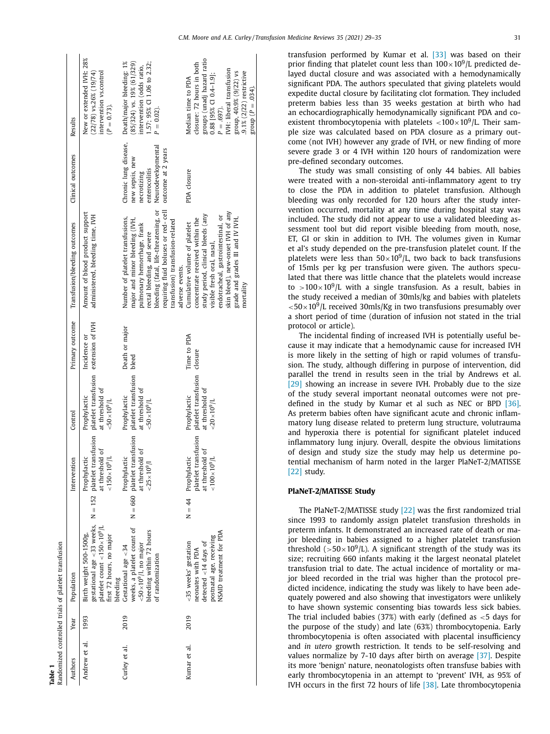**Table 1**
Randomized controlled trials of platelet transfusion

| Authors | Year | Population | | Intervention | Control | Primary outcome | Transfusion/bleeding outcomes | Clinical outcomes | Results |
|---|---|---|---|---|---|---|---|---|---|
| Andrew et al. | 1993 | Birth weight 500-1500g, gestational age <33 weeks, platelet count $<150\times10^9$/L first 72 hours, no major bleeding | N = 152 | Prophylactic platelet transfusion at threshold of $<150\times10^9$/L | Prophylactic platelet transfusion at threshold of $<50\times10^9$/L | Incidence or extension of IVH | Amount of blood product support administered, bleeding time, IVH | | New or extended IVH: 28% (22/78) vs.26% (19/74) intervention vs.control ($P = 0.73$). |
| Curley et al. | 2019 | Gestational age <34 weeks, a platelet count of $<50\times10^9$/l, no major bleeding within 72 hours of randomization | N = 660 | Prophylactic platelet transfusion at threshold of $<25\times10^9$/l | Prophylactic platelet transfusion at threshold of $<50\times10^9$/L | Death or major bleed | Number of platelet transfusions, major and minor bleeding (IVH, pulmonary hemorrhage, frank rectal bleeding, and severe bleeding (fatal, life-threatening, or requiring fluid boluses or red- cell transfusion) transfusion-related adverse events. | Chronic lung disease, new sepsis, new necrotizing enterocolitis Neurodevelopmental outcome at 2 years | Death/major bleeding: 1% (85/324) vs. 19% (61/329) intervention (odds ratio, 1.57; 95% CI 1.06 to 2.32; $P = 0.02$). |
| Kumar et al. | 2019 | <35 weeks' gestation neonates with PDA detected <14 days of postnatal age, receiving NSAID treatment for PDA | N = 44 | Prophylactic platelet transfusion at threshold of $<100\times10^9$/L | Prophylactic platelet transfusion at threshold of $<20\times10^9$/L | Time to PDA closure | Cumulative volume of platelet concentrate received within the study period, clinical bleeds (any visible fresh oral, nasal, endotracheal, gastrointestinal, or skin bleed), new-onset IVH of any grade and grades III and IV IVH, mortality | PDA closure | Median time to PDA closure: 72 hours in both groups (unadj hazard ratio 0.88 [95% CI 0.4-1.9]; $P = .697$). IVH: liberal transfusion group, 40.9% (9/22) vs .9.1% (2/22) restrictive group ($P = .034$). |

transfusion performed by Kumar et al. [33] was based on their prior finding that platelet count less than $100\times10^9$/L predicted delayed ductal closure and was associated with a hemodynamically significant PDA. The authors speculated that giving platelets would expedite ductal closure by facilitating clot formation. They included preterm babies less than 35 weeks gestation at birth who had an echocardiographically hemodynamically significant PDA and coexistent thrombocytopenia with platelets $<100\times10^9$/L. Their sample size was calculated based on PDA closure as a primary outcome (not IVH) however any grade of IVH, or new finding of more severe grade 3 or 4 IVH within 120 hours of randomization were pre-defined secondary outcomes.

The study was small consisting of only 44 babies. All babies were treated with a non-steroidal anti-inflammatory agent to try to close the PDA in addition to platelet transfusion. Although bleeding was only recorded for 120 hours after the study intervention occurred, mortality at any time during hospital stay was included. The study did not appear to use a validated bleeding assessment tool but did report visible bleeding from mouth, nose, ET, GI or skin in addition to IVH. The volumes given in Kumar et al's study depended on the pre-transfusion platelet count. If the platelets were less than $50\times10^9$/L, two back to back transfusions of 15mls per kg per transfusion were given. The authors speculated that there was little chance that the platelets would increase to $>100\times10^9$/L with a single transfusion. As a result, babies in the study received a median of 30mls/kg and babies with platelets $<50\times10^9$/L received 30mls/Kg in two transfusions presumably over a short period of time (duration of infusion not stated in the trial protocol or article).

The incidental finding of increased IVH is potentially useful because it may indicate that a hemodynamic cause for increased IVH is more likely in the setting of high or rapid volumes of transfusion. The study, although differing in purpose of intervention, did parallel the trend in results seen in the trial by Andrews et al. [29] showing an increase in severe IVH. Probably due to the size of the study several important neonatal outcomes were not predefined in the study by Kumar et al such as NEC or BPD [36]. As preterm babies often have significant acute and chronic inflammatory lung disease related to preterm lung structure, volutrauma and hyperoxia there is potential for significant platelet induced inflammatory lung injury. Overall, despite the obvious limitations of design and study size the study may help us determine potential mechanism of harm noted in the larger PlaNeT-2/MATISSE [22] study.

## PlaNeT-2/MATISSE Study

The PlaNeT-2/MATISSE study [22] was the first randomized trial since 1993 to randomly assign platelet transfusion thresholds in preterm infants. It demonstrated an increased rate of death or major bleeding in babies assigned to a higher platelet transfusion threshold ($>50\times10^9$/L). A significant strength of the study was its size; recruiting 660 infants making it the largest neonatal platelet transfusion trial to date. The actual incidence of mortality or major bleed recorded in the trial was higher than the protocol predicted incidence, indicating the study was likely to have been adequately powered and also showing that investigators were unlikely to have shown systemic consenting bias towards less sick babies. The trial included babies (37%) with early (defined as <5 days for the purpose of the study) and late (63%) thrombocytopenia. Early thrombocytopenia is often associated with placental insufficiency and *in utero* growth restriction. It tends to be self-resolving and values normalize by 7-10 days after birth on average [37]. Despite its more 'benign' nature, neonatologists often transfuse babies with early thrombocytopenia in an attempt to 'prevent' IVH, as 95% of IVH occurs in the first 72 hours of life [38]. Late thrombocytopenia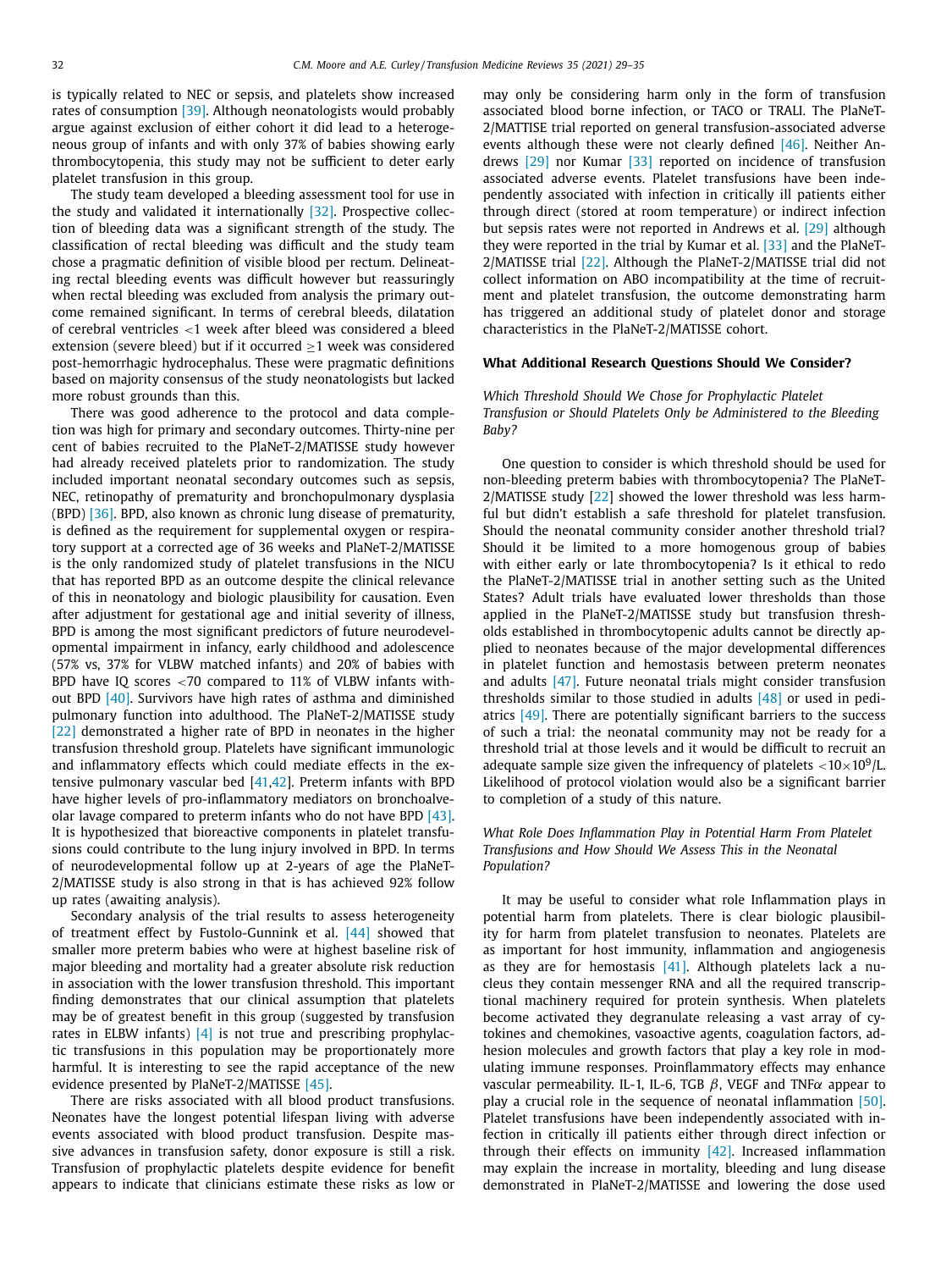is typically related to NEC or sepsis, and platelets show increased rates of consumption [39]. Although neonatologists would probably argue against exclusion of either cohort it did lead to a heterogeneous group of infants and with only 37% of babies showing early thrombocytopenia, this study may not be sufficient to deter early platelet transfusion in this group.

The study team developed a bleeding assessment tool for use in the study and validated it internationally [32]. Prospective collection of bleeding data was a significant strength of the study. The classification of rectal bleeding was difficult and the study team chose a pragmatic definition of visible blood per rectum. Delineating rectal bleeding events was difficult however but reassuringly when rectal bleeding was excluded from analysis the primary outcome remained significant. In terms of cerebral bleeds, dilatation of cerebral ventricles <1 week after bleed was considered a bleed extension (severe bleed) but if it occurred ≥1 week was considered post-hemorrhagic hydrocephalus. These were pragmatic definitions based on majority consensus of the study neonatologists but lacked more robust grounds than this.

There was good adherence to the protocol and data completion was high for primary and secondary outcomes. Thirty-nine per cent of babies recruited to the PlaNeT-2/MATISSE study however had already received platelets prior to randomization. The study included important neonatal secondary outcomes such as sepsis, NEC, retinopathy of prematurity and bronchopulmonary dysplasia (BPD) [36]. BPD, also known as chronic lung disease of prematurity, is defined as the requirement for supplemental oxygen or respiratory support at a corrected age of 36 weeks and PlaNeT-2/MATISSE is the only randomized study of platelet transfusions in the NICU that has reported BPD as an outcome despite the clinical relevance of this in neonatology and biologic plausibility for causation. Even after adjustment for gestational age and initial severity of illness, BPD is among the most significant predictors of future neurodevelopmental impairment in infancy, early childhood and adolescence (57% vs, 37% for VLBW matched infants) and 20% of babies with BPD have IQ scores <70 compared to 11% of VLBW infants without BPD [40]. Survivors have high rates of asthma and diminished pulmonary function into adulthood. The PlaNeT-2/MATISSE study [22] demonstrated a higher rate of BPD in neonates in the higher transfusion threshold group. Platelets have significant immunologic and inflammatory effects which could mediate effects in the extensive pulmonary vascular bed [41,42]. Preterm infants with BPD have higher levels of pro-inflammatory mediators on bronchoalveolar lavage compared to preterm infants who do not have BPD [43]. It is hypothesized that bioreactive components in platelet transfusions could contribute to the lung injury involved in BPD. In terms of neurodevelopmental follow up at 2-years of age the PlaNeT-2/MATISSE study is also strong in that is has achieved 92% follow up rates (awaiting analysis).

Secondary analysis of the trial results to assess heterogeneity of treatment effect by Fustolo-Gunnink et al. [44] showed that smaller more preterm babies who were at highest baseline risk of major bleeding and mortality had a greater absolute risk reduction in association with the lower transfusion threshold. This important finding demonstrates that our clinical assumption that platelets may be of greatest benefit in this group (suggested by transfusion rates in ELBW infants) [4] is not true and prescribing prophylactic transfusions in this population may be proportionately more harmful. It is interesting to see the rapid acceptance of the new evidence presented by PlaNeT-2/MATISSE [45].

There are risks associated with all blood product transfusions. Neonates have the longest potential lifespan living with adverse events associated with blood product transfusion. Despite massive advances in transfusion safety, donor exposure is still a risk. Transfusion of prophylactic platelets despite evidence for benefit appears to indicate that clinicians estimate these risks as low or may only be considering harm only in the form of transfusion associated blood borne infection, or TACO or TRALI. The PlaNeT-2/MATTISE trial reported on general transfusion-associated adverse events although these were not clearly defined [46]. Neither Andrews [29] nor Kumar [33] reported on incidence of transfusion associated adverse events. Platelet transfusions have been independently associated with infection in critically ill patients either through direct (stored at room temperature) or indirect infection but sepsis rates were not reported in Andrews et al. [29] although they were reported in the trial by Kumar et al. [33] and the PlaNeT-2/MATISSE trial [22]. Although the PlaNeT-2/MATISSE trial did not collect information on ABO incompatibility at the time of recruitment and platelet transfusion, the outcome demonstrating harm has triggered an additional study of platelet donor and storage characteristics in the PlaNeT-2/MATISSE cohort.

## What Additional Research Questions Should We Consider?

### *Which Threshold Should We Chose for Prophylactic Platelet Transfusion or Should Platelets Only be Administered to the Bleeding Baby?*

One question to consider is which threshold should be used for non-bleeding preterm babies with thrombocytopenia? The PlaNeT-2/MATISSE study [22] showed the lower threshold was less harmful but didn't establish a safe threshold for platelet transfusion. Should the neonatal community consider another threshold trial? Should it be limited to a more homogenous group of babies with either early or late thrombocytopenia? Is it ethical to redo the PlaNeT-2/MATISSE trial in another setting such as the United States? Adult trials have evaluated lower thresholds than those applied in the PlaNeT-2/MATISSE study but transfusion thresholds established in thrombocytopenic adults cannot be directly applied to neonates because of the major developmental differences in platelet function and hemostasis between preterm neonates and adults [47]. Future neonatal trials might consider transfusion thresholds similar to those studied in adults [48] or used in pediatrics [49]. There are potentially significant barriers to the success of such a trial: the neonatal community may not be ready for a threshold trial at those levels and it would be difficult to recruit an adequate sample size given the infrequency of platelets $<10\times10^9$/L. Likelihood of protocol violation would also be a significant barrier to completion of a study of this nature.

### *What Role Does Inflammation Play in Potential Harm From Platelet Transfusions and How Should We Assess This in the Neonatal Population?*

It may be useful to consider what role Inflammation plays in potential harm from platelets. There is clear biologic plausibility for harm from platelet transfusion to neonates. Platelets are as important for host immunity, inflammation and angiogenesis as they are for hemostasis [41]. Although platelets lack a nucleus they contain messenger RNA and all the required transcriptional machinery required for protein synthesis. When platelets become activated they degranulate releasing a vast array of cytokines and chemokines, vasoactive agents, coagulation factors, adhesion molecules and growth factors that play a key role in modulating immune responses. Proinflammatory effects may enhance vascular permeability. IL-1, IL-6, TGB $\beta$, VEGF and TNF$\alpha$ appear to play a crucial role in the sequence of neonatal inflammation [50]. Platelet transfusions have been independently associated with infection in critically ill patients either through direct infection or through their effects on immunity [42]. Increased inflammation may explain the increase in mortality, bleeding and lung disease demonstrated in PlaNeT-2/MATISSE and lowering the dose used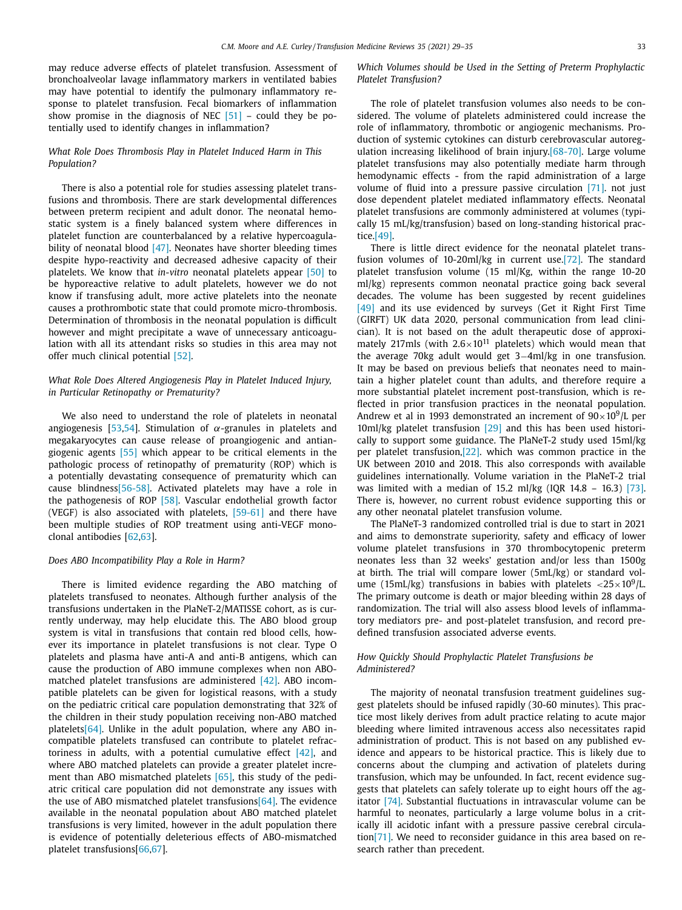may reduce adverse effects of platelet transfusion. Assessment of bronchoalveolar lavage inflammatory markers in ventilated babies may have potential to identify the pulmonary inflammatory response to platelet transfusion. Fecal biomarkers of inflammation show promise in the diagnosis of NEC [51] – could they be potentially used to identify changes in inflammation?

### *What Role Does Thrombosis Play in Platelet Induced Harm in This Population?*

There is also a potential role for studies assessing platelet transfusions and thrombosis. There are stark developmental differences between preterm recipient and adult donor. The neonatal hemostatic system is a finely balanced system where differences in platelet function are counterbalanced by a relative hypercoagulability of neonatal blood [47]. Neonates have shorter bleeding times despite hypo-reactivity and decreased adhesive capacity of their platelets. We know that *in-vitro* neonatal platelets appear [50] to be hyporeactive relative to adult platelets, however we do not know if transfusing adult, more active platelets into the neonate causes a prothrombotic state that could promote micro-thrombosis. Determination of thrombosis in the neonatal population is difficult however and might precipitate a wave of unnecessary anticoagulation with all its attendant risks so studies in this area may not offer much clinical potential [52].

### *What Role Does Altered Angiogenesis Play in Platelet Induced Injury, in Particular Retinopathy or Prematurity?*

We also need to understand the role of platelets in neonatal angiogenesis [53,54]. Stimulation of $\alpha$-granules in platelets and megakaryocytes can cause release of proangiogenic and antiangiogenic agents [55] which appear to be critical elements in the pathologic process of retinopathy of prematurity (ROP) which is a potentially devastating consequence of prematurity which can cause blindness[56-58]. Activated platelets may have a role in the pathogenesis of ROP [58]. Vascular endothelial growth factor (VEGF) is also associated with platelets, [59-61] and there have been multiple studies of ROP treatment using anti-VEGF monoclonal antibodies [62,63].

### *Does ABO Incompatibility Play a Role in Harm?*

There is limited evidence regarding the ABO matching of platelets transfused to neonates. Although further analysis of the transfusions undertaken in the PlaNeT-2/MATISSE cohort, as is currently underway, may help elucidate this. The ABO blood group system is vital in transfusions that contain red blood cells, however its importance in platelet transfusions is not clear. Type O platelets and plasma have anti-A and anti-B antigens, which can cause the production of ABO immune complexes when non ABO-matched platelet transfusions are administered [42]. ABO incompatible platelets can be given for logistical reasons, with a study on the pediatric critical care population demonstrating that 32% of the children in their study population receiving non-ABO matched platelets[64]. Unlike in the adult population, where any ABO incompatible platelets transfused can contribute to platelet refractoriness in adults, with a potential cumulative effect [42], and where ABO matched platelets can provide a greater platelet increment than ABO mismatched platelets [65], this study of the pediatric critical care population did not demonstrate any issues with the use of ABO mismatched platelet transfusions[64]. The evidence available in the neonatal population about ABO matched platelet transfusions is very limited, however in the adult population there is evidence of potentially deleterious effects of ABO-mismatched platelet transfusions[66,67].

### *Which Volumes should be Used in the Setting of Preterm Prophylactic Platelet Transfusion?*

The role of platelet transfusion volumes also needs to be considered. The volume of platelets administered could increase the role of inflammatory, thrombotic or angiogenic mechanisms. Production of systemic cytokines can disturb cerebrovascular autoregulation increasing likelihood of brain injury.[68-70]. Large volume platelet transfusions may also potentially mediate harm through hemodynamic effects - from the rapid administration of a large volume of fluid into a pressure passive circulation [71]. not just dose dependent platelet mediated inflammatory effects. Neonatal platelet transfusions are commonly administered at volumes (typically 15 mL/kg/transfusion) based on long-standing historical practice.[49].

There is little direct evidence for the neonatal platelet transfusion volumes of 10-20ml/kg in current use.[72]. The standard platelet transfusion volume (15 ml/Kg, within the range 10-20 ml/kg) represents common neonatal practice going back several decades. The volume has been suggested by recent guidelines [49] and its use evidenced by surveys (Get it Right First Time (GIRFT) UK data 2020, personal communication from lead clinician). It is not based on the adult therapeutic dose of approximately 217mls (with $2.6\times10^{11}$ platelets) which would mean that the average 70kg adult would get 3−4ml/kg in one transfusion. It may be based on previous beliefs that neonates need to maintain a higher platelet count than adults, and therefore require a more substantial platelet increment post-transfusion, which is reflected in prior transfusion practices in the neonatal population. Andrew et al in 1993 demonstrated an increment of $90\times10^9$/L per 10ml/kg platelet transfusion [29] and this has been used historically to support some guidance. The PlaNeT-2 study used 15ml/kg per platelet transfusion,[22]. which was common practice in the UK between 2010 and 2018. This also corresponds with available guidelines internationally. Volume variation in the PlaNeT-2 trial was limited with a median of 15.2 ml/kg (IQR 14.8 – 16.3) [73]. There is, however, no current robust evidence supporting this or any other neonatal platelet transfusion volume.

The PlaNeT-3 randomized controlled trial is due to start in 2021 and aims to demonstrate superiority, safety and efficacy of lower volume platelet transfusions in 370 thrombocytopenic preterm neonates less than 32 weeks' gestation and/or less than 1500g at birth. The trial will compare lower (5mL/kg) or standard volume (15mL/kg) transfusions in babies with platelets $<25\times10^9$/L. The primary outcome is death or major bleeding within 28 days of randomization. The trial will also assess blood levels of inflammatory mediators pre- and post-platelet transfusion, and record predefined transfusion associated adverse events.

### *How Quickly Should Prophylactic Platelet Transfusions be Administered?*

The majority of neonatal transfusion treatment guidelines suggest platelets should be infused rapidly (30-60 minutes). This practice most likely derives from adult practice relating to acute major bleeding where limited intravenous access also necessitates rapid administration of product. This is not based on any published evidence and appears to be historical practice. This is likely due to concerns about the clumping and activation of platelets during transfusion, which may be unfounded. In fact, recent evidence suggests that platelets can safely tolerate up to eight hours off the agitator [74]. Substantial fluctuations in intravascular volume can be harmful to neonates, particularly a large volume bolus in a critically ill acidotic infant with a pressure passive cerebral circulation[71]. We need to reconsider guidance in this area based on research rather than precedent.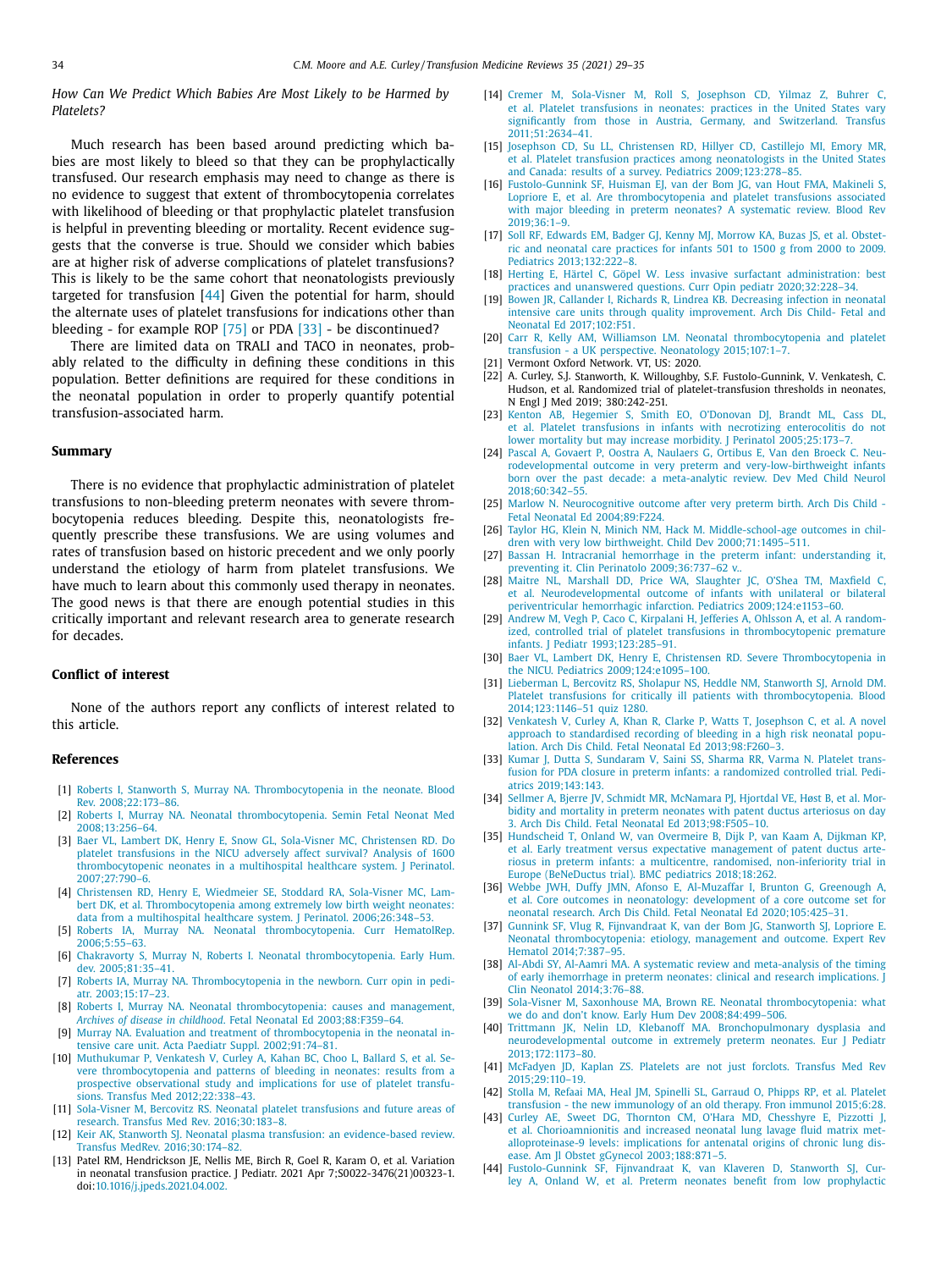*How Can We Predict Which Babies Are Most Likely to be Harmed by Platelets?*

Much research has been based around predicting which babies are most likely to bleed so that they can be prophylactically transfused. Our research emphasis may need to change as there is no evidence to suggest that extent of thrombocytopenia correlates with likelihood of bleeding or that prophylactic platelet transfusion is helpful in preventing bleeding or mortality. Recent evidence suggests that the converse is true. Should we consider which babies are at higher risk of adverse complications of platelet transfusions? This is likely to be the same cohort that neonatologists previously targeted for transfusion [44] Given the potential for harm, should the alternate uses of platelet transfusions for indications other than bleeding - for example ROP [75] or PDA [33] - be discontinued?

There are limited data on TRALI and TACO in neonates, probably related to the difficulty in defining these conditions in this population. Better definitions are required for these conditions in the neonatal population in order to properly quantify potential transfusion-associated harm.

## Summary

There is no evidence that prophylactic administration of platelet transfusions to non-bleeding preterm neonates with severe thrombocytopenia reduces bleeding. Despite this, neonatologists frequently prescribe these transfusions. We are using volumes and rates of transfusion based on historic precedent and we only poorly understand the etiology of harm from platelet transfusions. We have much to learn about this commonly used therapy in neonates. The good news is that there are enough potential studies in this critically important and relevant research area to generate research for decades.

## Conflict of interest

None of the authors report any conflicts of interest related to this article.

## References

[1] Roberts I, Stanworth S, Murray NA. Thrombocytopenia in the neonate. Blood Rev. 2008;22:173–86.

[2] Roberts I, Murray NA. Neonatal thrombocytopenia. Semin Fetal Neonat Med 2008;13:256–64.

[3] Baer VL, Lambert DK, Henry E, Snow GL, Sola-Visner MC, Christensen RD. Do platelet transfusions in the NICU adversely affect survival? Analysis of 1600 thrombocytopenic neonates in a multihospital healthcare system. J Perinatol. 2007;27:790–6.

[4] Christensen RD, Henry E, Wiedmeier SE, Stoddard RA, Sola-Visner MC, Lambert DK, et al. Thrombocytopenia among extremely low birth weight neonates: data from a multihospital healthcare system. J Perinatol. 2006;26:348–53.

[5] Roberts IA, Murray NA. Neonatal thrombocytopenia. Curr HematolRep. 2006;5:55–63.

[6] Chakravorty S, Murray N, Roberts I. Neonatal thrombocytopenia. Early Hum. dev. 2005;81:35–41.

[7] Roberts IA, Murray NA. Thrombocytopenia in the newborn. Curr opin in pediatr. 2003;15:17–23.

[8] Roberts I, Murray NA. Neonatal thrombocytopenia: causes and management, *Archives of disease in childhood*. Fetal Neonatal Ed 2003;88:F359–64.

[9] Murray NA. Evaluation and treatment of thrombocytopenia in the neonatal intensive care unit. Acta Paediatr Suppl. 2002;91:74–81.

[10] Muthukumar P, Venkatesh V, Curley A, Kahan BC, Choo L, Ballard S, et al. Severe thrombocytopenia and patterns of bleeding in neonates: results from a prospective observational study and implications for use of platelet transfusions. Transfus Med 2012;22:338–43.

[11] Sola-Visner M, Bercovitz RS. Neonatal platelet transfusions and future areas of research. Transfus Med Rev. 2016;30:183–8.

[12] Keir AK, Stanworth SJ. Neonatal plasma transfusion: an evidence-based review. Transfus MedRev. 2016;30:174–82.

[13] Patel RM, Hendrickson JE, Nellis ME, Birch R, Goel R, Karam O, et al. Variation in neonatal transfusion practice. J Pediatr. 2021 Apr 7;S0022-3476(21)00323-1. doi:10.1016/j.jpeds.2021.04.002.

[14] Cremer M, Sola-Visner M, Roll S, Josephson CD, Yilmaz Z, Buhrer C, et al. Platelet transfusions in neonates: practices in the United States vary significantly from those in Austria, Germany, and Switzerland. Transfus 2011;51:2634–41.

[15] Josephson CD, Su LL, Christensen RD, Hillyer CD, Castillejo MI, Emory MR, et al. Platelet transfusion practices among neonatologists in the United States and Canada: results of a survey. Pediatrics 2009;123:278–85.

[16] Fustolo-Gunnink SF, Huisman EJ, van der Bom JG, van Hout FMA, Makineli S, Lopriore E, et al. Are thrombocytopenia and platelet transfusions associated with major bleeding in preterm neonates? A systematic review. Blood Rev 2019;36:1–9.

[17] Soll RF, Edwards EM, Badger GJ, Kenny MJ, Morrow KA, Buzas JS, et al. Obstetric and neonatal care practices for infants 501 to 1500 g from 2000 to 2009. Pediatrics 2013;132:222–8.

[18] Herting E, Härtel C, Göpel W. Less invasive surfactant administration: best practices and unanswered questions. Curr Opin pediatr 2020;32:228–34.

[19] Bowen JR, Callander I, Richards R, Lindrea KB. Decreasing infection in neonatal intensive care units through quality improvement. Arch Dis Child- Fetal and Neonatal Ed 2017;102:F51.

[20] Carr R, Kelly AM, Williamson LM. Neonatal thrombocytopenia and platelet transfusion - a UK perspective. Neonatology 2015;107:1–7.

[21] Vermont Oxford Network. VT, US: 2020.

[22] A. Curley, S.J. Stanworth, K. Willoughby, S.F. Fustolo-Gunnink, V. Venkatesh, C. Hudson, et al. Randomized trial of platelet-transfusion thresholds in neonates, N Engl J Med 2019; 380:242-251.

[23] Kenton AB, Hegemier S, Smith EO, O'Donovan DJ, Brandt ML, Cass DL, et al. Platelet transfusions in infants with necrotizing enterocolitis do not lower mortality but may increase morbidity. J Perinatol 2005;25:173–7.

[24] Pascal A, Govaert P, Oostra A, Naulaers G, Ortibus E, Van den Broeck C. Neurodevelopmental outcome in very preterm and very-low-birthweight infants born over the past decade: a meta-analytic review. Dev Med Child Neurol 2018;60:342–55.

[25] Marlow N. Neurocognitive outcome after very preterm birth. Arch Dis Child - Fetal Neonatal Ed 2004;89:F224.

[26] Taylor HG, Klein N, Minich NM, Hack M. Middle-school-age outcomes in children with very low birthweight. Child Dev 2000;71:1495–511.

[27] Bassan H. Intracranial hemorrhage in the preterm infant: understanding it, preventing it. Clin Perinatolo 2009;36:737–62 v..

[28] Maitre NL, Marshall DD, Price WA, Slaughter JC, O'Shea TM, Maxfield C, et al. Neurodevelopmental outcome of infants with unilateral or bilateral periventricular hemorrhagic infarction. Pediatrics 2009;124:e1153–60.

[29] Andrew M, Vegh P, Caco C, Kirpalani H, Jefferies A, Ohlsson A, et al. A randomized, controlled trial of platelet transfusions in thrombocytopenic premature infants. J Pediatr 1993;123:285–91.

[30] Baer VL, Lambert DK, Henry E, Christensen RD. Severe Thrombocytopenia in the NICU. Pediatrics 2009;124:e1095–100.

[31] Lieberman L, Bercovitz RS, Sholapur NS, Heddle NM, Stanworth SJ, Arnold DM. Platelet transfusions for critically ill patients with thrombocytopenia. Blood 2014;123:1146–51 quiz 1280.

[32] Venkatesh V, Curley A, Khan R, Clarke P, Watts T, Josephson C, et al. A novel approach to standardised recording of bleeding in a high risk neonatal population. Arch Dis Child. Fetal Neonatal Ed 2013;98:F260–3.

[33] Kumar J, Dutta S, Sundaram V, Saini SS, Sharma RR, Varma N. Platelet transfusion for PDA closure in preterm infants: a randomized controlled trial. Pediatrics 2019;143:143.

[34] Sellmer A, Bjerre JV, Schmidt MR, McNamara PJ, Hjortdal VE, Høst B, et al. Morbidity and mortality in preterm neonates with patent ductus arteriosus on day 3. Arch Dis Child. Fetal Neonatal Ed 2013;98:F505–10.

[35] Hundscheid T, Onland W, van Overmeire B, Dijk P, van Kaam A, Dijkman KP, et al. Early treatment versus expectative management of patent ductus arteriosus in preterm infants: a multicentre, randomised, non-inferiority trial in Europe (BeNeDuctus trial). BMC pediatrics 2018;18:262.

[36] Webbe JWH, Duffy JMN, Afonso E, Al-Muzaffar I, Brunton G, Greenough A, et al. Core outcomes in neonatology: development of a core outcome set for neonatal research. Arch Dis Child. Fetal Neonatal Ed 2020;105:425–31.

[37] Gunnink SF, Vlug R, Fijnvandraat K, van der Bom JG, Stanworth SJ, Lopriore E. Neonatal thrombocytopenia: etiology, management and outcome. Expert Rev Hematol 2014;7:387–95.

[38] Al-Abdi SY, Al-Aamri MA. A systematic review and meta-analysis of the timing of early ihemorrhage in preterm neonates: clinical and research implications. J Clin Neonatol 2014;3:76–88.

[39] Sola-Visner M, Saxonhouse MA, Brown RE. Neonatal thrombocytopenia: what we do and don't know. Early Hum Dev 2008;84:499–506.

[40] Trittmann JK, Nelin LD, Klebanoff MA. Bronchopulmonary dysplasia and neurodevelopmental outcome in extremely preterm neonates. Eur J Pediatr 2013;172:1173–80.

[41] McFadyen JD, Kaplan ZS. Platelets are not just forclots. Transfus Med Rev 2015;29:110–19.

[42] Stolla M, Refaai MA, Heal JM, Spinelli SL, Garraud O, Phipps RP, et al. Platelet transfusion - the new immunology of an old therapy. Fron immunol 2015;6:28.

[43] Curley AE, Sweet DG, Thornton CM, O'Hara MD, Chesshyre E, Pizzotti J, et al. Chorioamnionitis and increased neonatal lung lavage fluid matrix metalloproteinase-9 levels: implications for antenatal origins of chronic lung disease. Am Jl Obstet gGynecol 2003;188:871–5.

[44] Fustolo-Gunnink SF, Fijnvandraat K, van Klaveren D, Stanworth SJ, Curley A, Onland W, et al. Preterm neonates benefit from low prophylactic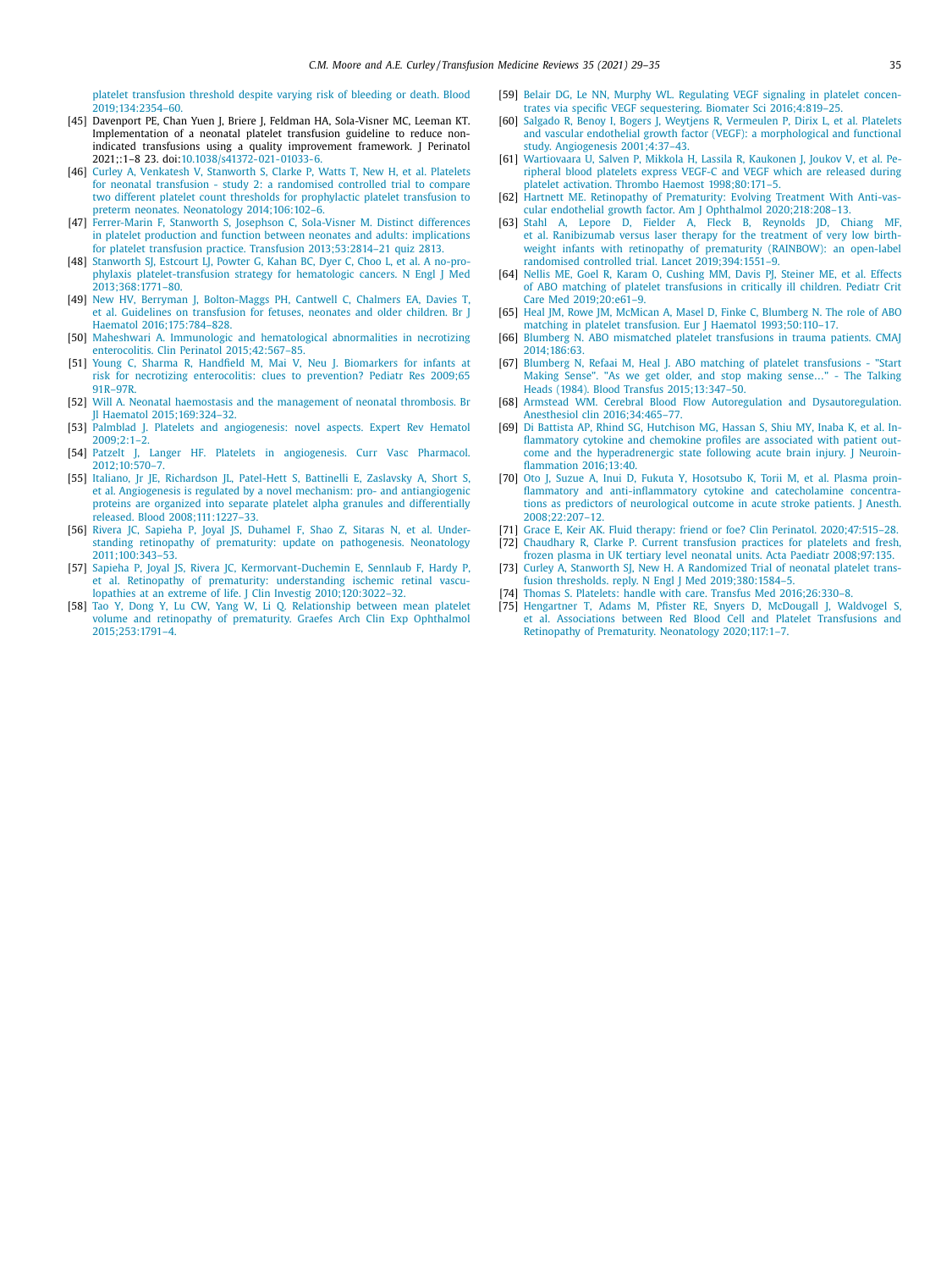platelet transfusion threshold despite varying risk of bleeding or death. Blood 2019;134:2354–60.

[45] Davenport PE, Chan Yuen J, Briere J, Feldman HA, Sola-Visner MC, Leeman KT. Implementation of a neonatal platelet transfusion guideline to reduce non-indicated transfusions using a quality improvement framework. J Perinatol 2021;:1–8 23. doi:10.1038/s41372-021-01033-6.

[46] Curley A, Venkatesh V, Stanworth S, Clarke P, Watts T, New H, et al. Platelets for neonatal transfusion - study 2: a randomised controlled trial to compare two different platelet count thresholds for prophylactic platelet transfusion to preterm neonates. Neonatology 2014;106:102–6.

[47] Ferrer-Marin F, Stanworth S, Josephson C, Sola-Visner M. Distinct differences in platelet production and function between neonates and adults: implications for platelet transfusion practice. Transfusion 2013;53:2814–21 quiz 2813.

[48] Stanworth SJ, Estcourt LJ, Powter G, Kahan BC, Dyer C, Choo L, et al. A no-prophylaxis platelet-transfusion strategy for hematologic cancers. N Engl J Med 2013;368:1771–80.

[49] New HV, Berryman J, Bolton-Maggs PH, Cantwell C, Chalmers EA, Davies T, et al. Guidelines on transfusion for fetuses, neonates and older children. Br J Haematol 2016;175:784–828.

[50] Maheshwari A. Immunologic and hematological abnormalities in necrotizing enterocolitis. Clin Perinatol 2015;42:567–85.

[51] Young C, Sharma R, Handfield M, Mai V, Neu J. Biomarkers for infants at risk for necrotizing enterocolitis: clues to prevention? Pediatr Res 2009;65 91R–97R.

[52] Will A. Neonatal haemostasis and the management of neonatal thrombosis. Br Jl Haematol 2015;169:324–32.

[53] Palmblad J. Platelets and angiogenesis: novel aspects. Expert Rev Hematol 2009;2:1–2.

[54] Patzelt J, Langer HF. Platelets in angiogenesis. Curr Vasc Pharmacol. 2012;10:570–7.

[55] Italiano, Jr JE, Richardson JL, Patel-Hett S, Battinelli E, Zaslavsky A, Short S, et al. Angiogenesis is regulated by a novel mechanism: pro- and antiangiogenic proteins are organized into separate platelet alpha granules and differentially released. Blood 2008;111:1227–33.

[56] Rivera JC, Sapieha P, Joyal JS, Duhamel F, Shao Z, Sitaras N, et al. Understanding retinopathy of prematurity: update on pathogenesis. Neonatology 2011;100:343–53.

[57] Sapieha P, Joyal JS, Rivera JC, Kermorvant-Duchemin E, Sennlaub F, Hardy P, et al. Retinopathy of prematurity: understanding ischemic retinal vasculopathies at an extreme of life. J Clin Investig 2010;120:3022–32.

[58] Tao Y, Dong Y, Lu CW, Yang W, Li Q. Relationship between mean platelet volume and retinopathy of prematurity. Graefes Arch Clin Exp Ophthalmol 2015;253:1791–4.

[59] Belair DG, Le NN, Murphy WL. Regulating VEGF signaling in platelet concentrates via specific VEGF sequestering. Biomater Sci 2016;4:819–25.

[60] Salgado R, Benoy I, Bogers J, Weytjens R, Vermeulen P, Dirix L, et al. Platelets and vascular endothelial growth factor (VEGF): a morphological and functional study. Angiogenesis 2001;4:37–43.

[61] Wartiovaara U, Salven P, Mikkola H, Lassila R, Kaukonen J, Joukov V, et al. Peripheral blood platelets express VEGF-C and VEGF which are released during platelet activation. Thrombo Haemost 1998;80:171–5.

[62] Hartnett ME. Retinopathy of Prematurity: Evolving Treatment With Anti-vascular endothelial growth factor. Am J Ophthalmol 2020;218:208–13.

[63] Stahl A, Lepore D, Fielder A, Fleck B, Reynolds JD, Chiang MF, et al. Ranibizumab versus laser therapy for the treatment of very low birthweight infants with retinopathy of prematurity (RAINBOW): an open-label randomised controlled trial. Lancet 2019;394:1551–9.

[64] Nellis ME, Goel R, Karam O, Cushing MM, Davis PJ, Steiner ME, et al. Effects of ABO matching of platelet transfusions in critically ill children. Pediatr Crit Care Med 2019;20:e61–9.

[65] Heal JM, Rowe JM, McMican A, Masel D, Finke C, Blumberg N. The role of ABO matching in platelet transfusion. Eur J Haematol 1993;50:110–17.

[66] Blumberg N. ABO mismatched platelet transfusions in trauma patients. CMAJ 2014;186:63.

[67] Blumberg N, Refaai M, Heal J. ABO matching of platelet transfusions - "Start Making Sense". "As we get older, and stop making sense…" - The Talking Heads (1984). Blood Transfus 2015;13:347–50.

[68] Armstead WM. Cerebral Blood Flow Autoregulation and Dysautoregulation. Anesthesiol clin 2016;34:465–77.

[69] Di Battista AP, Rhind SG, Hutchison MG, Hassan S, Shiu MY, Inaba K, et al. Inflammatory cytokine and chemokine profiles are associated with patient outcome and the hyperadrenergic state following acute brain injury. J Neuroinflammation 2016;13:40.

[70] Oto J, Suzue A, Inui D, Fukuta Y, Hosotsubo K, Torii M, et al. Plasma proinflammatory and anti-inflammatory cytokine and catecholamine concentrations as predictors of neurological outcome in acute stroke patients. J Anesth. 2008;22:207–12.

[71] Grace E, Keir AK. Fluid therapy: friend or foe? Clin Perinatol. 2020;47:515–28.

[72] Chaudhary R, Clarke P. Current transfusion practices for platelets and fresh, frozen plasma in UK tertiary level neonatal units. Acta Paediatr 2008;97:135.

[73] Curley A, Stanworth SJ, New H. A Randomized Trial of neonatal platelet transfusion thresholds. reply. N Engl J Med 2019;380:1584–5.

[74] Thomas S. Platelets: handle with care. Transfus Med 2016;26:330–8.

[75] Hengartner T, Adams M, Pfister RE, Snyers D, McDougall J, Waldvogel S, et al. Associations between Red Blood Cell and Platelet Transfusions and Retinopathy of Prematurity. Neonatology 2020;117:1–7.